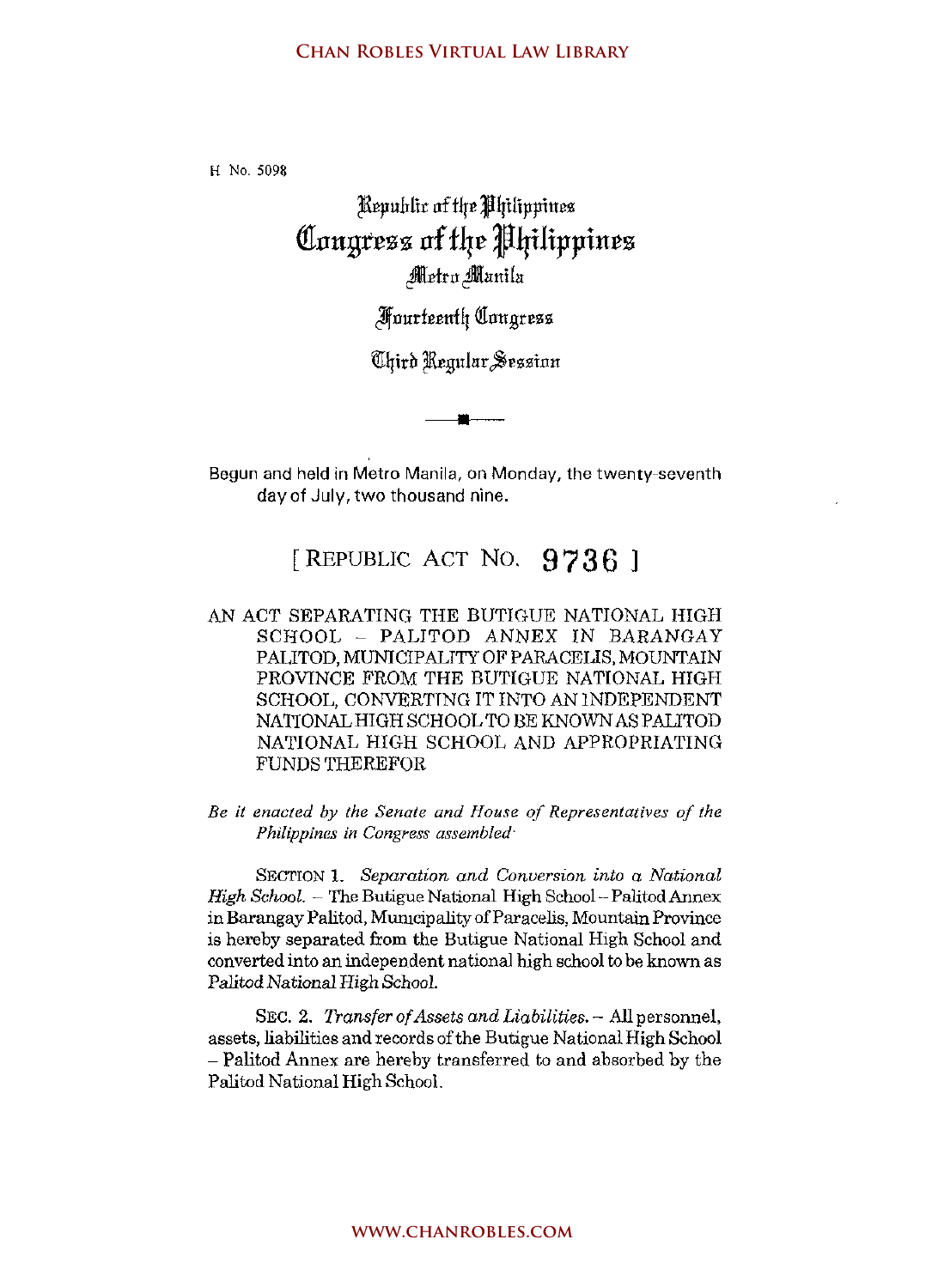H. No. 5098

# Republic of the Philippines
# Congress of the Philippines
## Metro Manila

### Fourteenth Congress

### Third Regular Session

Begun and held in Metro Manila, on Monday, the twenty-seventh day of July, two thousand nine.

## [ REPUBLIC ACT NO. 9736 ]

AN ACT SEPARATING THE BUTIGUE NATIONAL HIGH SCHOOL – PALITOD ANNEX IN BARANGAY PALITOD, MUNICIPALITY OF PARACELIS, MOUNTAIN PROVINCE FROM THE BUTIGUE NATIONAL HIGH SCHOOL, CONVERTING IT INTO AN INDEPENDENT NATIONAL HIGH SCHOOL TO BE KNOWN AS PALITOD NATIONAL HIGH SCHOOL AND APPROPRIATING FUNDS THEREFOR

*Be it enacted by the Senate and House of Representatives of the Philippines in Congress assembled:*

SECTION 1. *Separation and Conversion into a National High School.* – The Butigue National High School – Palitod Annex in Barangay Palitod, Municipality of Paracelis, Mountain Province is hereby separated from the Butigue National High School and converted into an independent national high school to be known as *Palitod National High School.*

SEC. 2. *Transfer of Assets and Liabilities.* – All personnel, assets, liabilities and records of the Butigue National High School – Palitod Annex are hereby transferred to and absorbed by the Palitod National High School.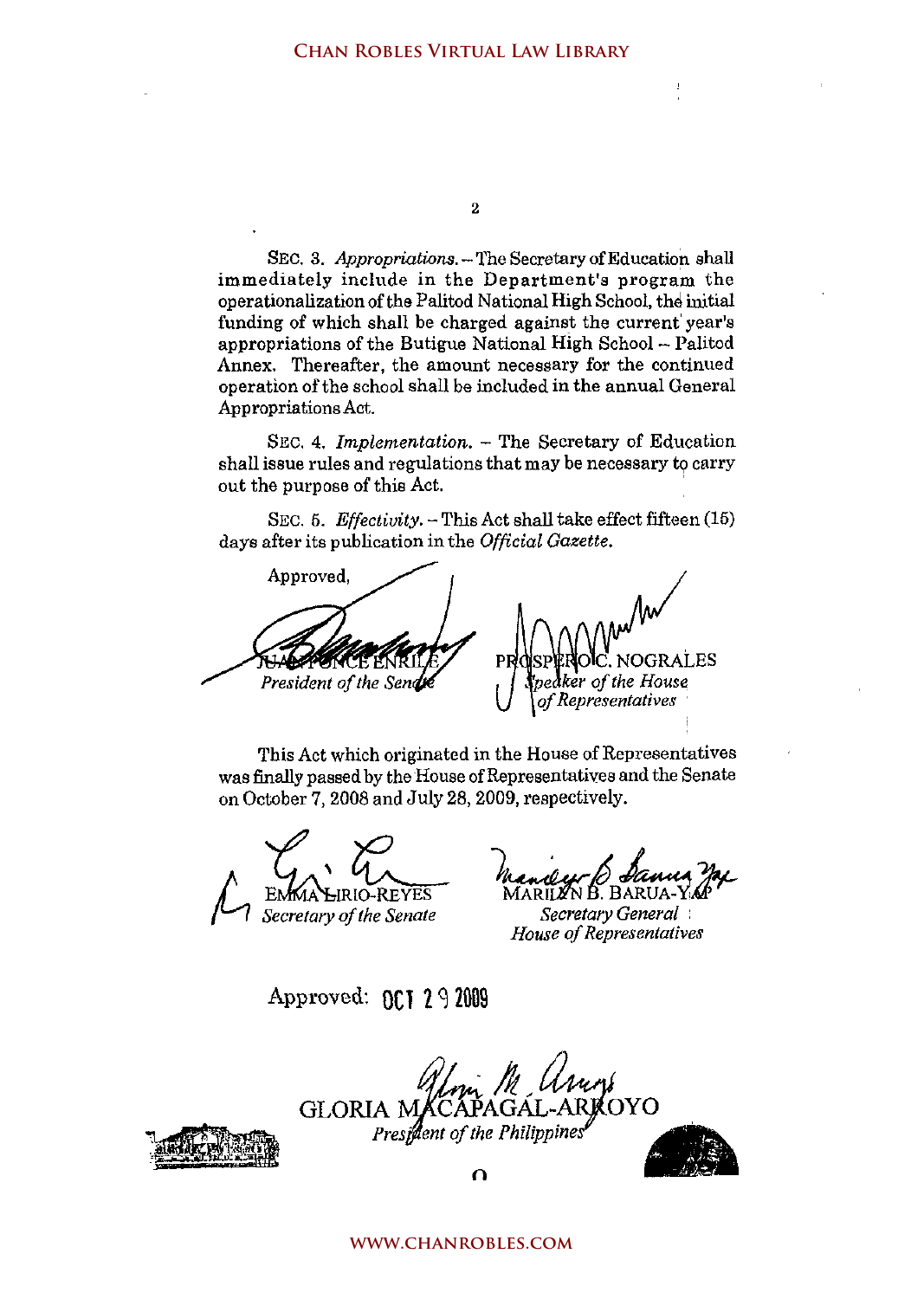SEC. 3. *Appropriations.* -- The Secretary of Education shall immediately include in the Department's program the operationalization of the Palitod National High School, the initial funding of which shall be charged against the current year's appropriations of the Butigue National High School -- Palitod Annex. Thereafter, the amount necessary for the continued operation of the school shall be included in the annual General Appropriations Act.

SEC. 4. *Implementation.* -- The Secretary of Education shall issue rules and regulations that may be necessary to carry out the purpose of this Act.

SEC. 5. *Effectivity.* -- This Act shall take effect fifteen (15) days after its publication in the *Official Gazette*.

Approved,

JUAN PONCE ENRILE
*President of the Senate*

PROSPERO C. NOGRALES
*Speaker of the House of Representatives*

This Act which originated in the House of Representatives was finally passed by the House of Representatives and the Senate on October 7, 2008 and July 28, 2009, respectively.

EMMA LIRIO-REYES
*Secretary of the Senate*

MARILYN B. BARUA-YAP
*Secretary General*
*House of Representatives*

Approved: OCT 29 2009

GLORIA MACAPAGAL-ARROYO
*President of the Philippines*